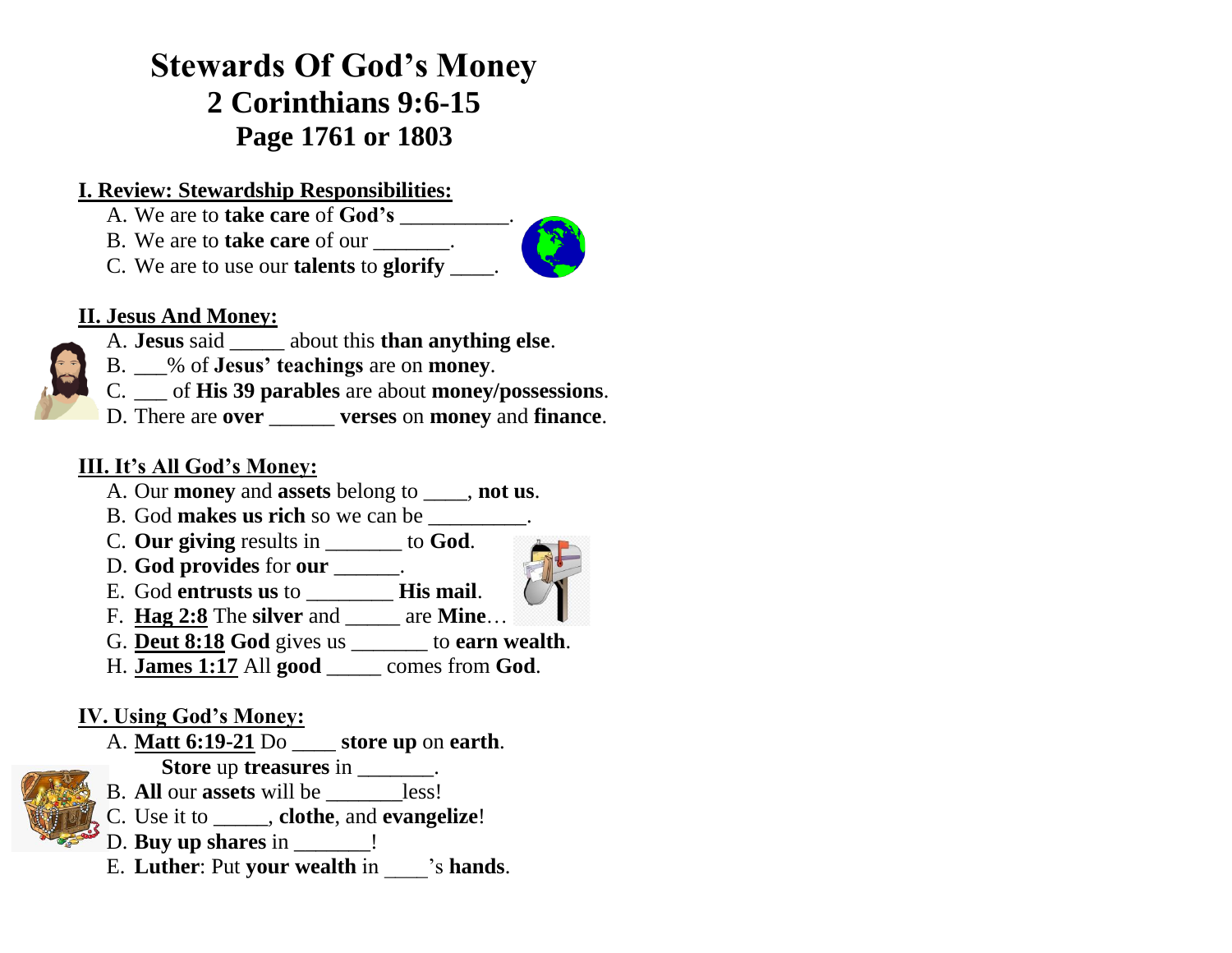# Stewards Of God's Money
## 2 Corinthians 9:6-15
## Page 1761 or 1803

**I. Review: Stewardship Responsibilities:**

A. We are to **take care** of **God's** __________.
B. We are to **take care** of our _______.
C. We are to use our **talents** to **glorify** ____.

**II. Jesus And Money:**

A. **Jesus** said _____ about this **than anything else**.
B. ___% of **Jesus' teachings** are on **money**.
C. ___ of **His 39 parables** are about **money/possessions**.
D. There are **over** ______ **verses** on **money** and **finance**.

**III. It's All God's Money:**

A. Our **money** and **assets** belong to ____, **not us**.
B. God **makes us rich** so we can be _________.
C. **Our giving** results in _______ to **God**.
D. **God provides** for **our** ______.
E. God **entrusts us** to ________ **His mail**.
F. **Hag 2:8** The **silver** and _____ are **Mine**…
G. **Deut 8:18** **God** gives us _______ to **earn wealth**.
H. **James 1:17** All **good** _____ comes from **God**.

**IV. Using God's Money:**

A. **Matt 6:19-21** Do ____ **store up** on **earth**.
**Store** up **treasures** in _______.
B. **All** our **assets** will be _______less!
C. Use it to _____, **clothe**, and **evangelize**!
D. **Buy up shares** in _______!
E. **Luther**: Put **your wealth** in ____'s **hands**.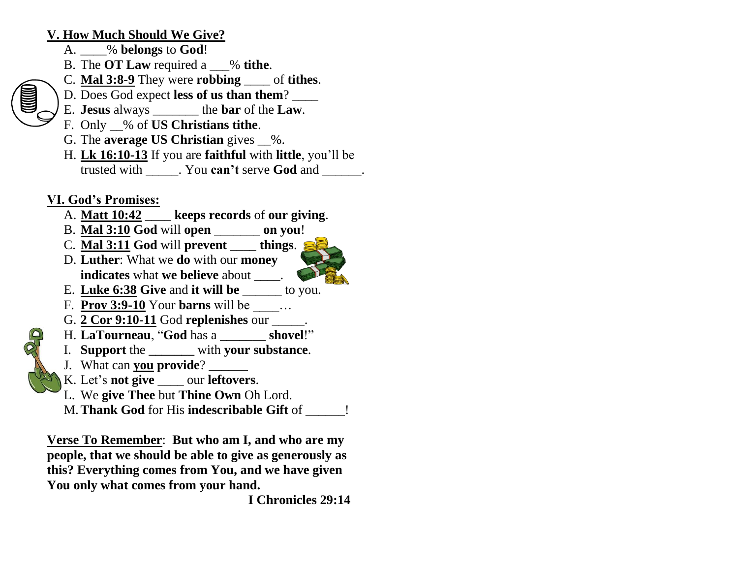**V. How Much Should We Give?**

A. ____% **belongs** to **God**!
B. The **OT Law** required a ___% **tithe**.
C. **Mal 3:8-9** They were **robbing** ____ of **tithes**.
D. Does God expect **less of us than them**? ____
E. **Jesus** always _______ the **bar** of the **Law**.
F. Only __% of **US Christians tithe**.
G. The **average US Christian** gives __%.
H. **Lk 16:10-13** If you are **faithful** with **little**, you'll be trusted with _____. You **can't** serve **God** and ______.

**VI. God's Promises:**

A. **Matt 10:42** ____ **keeps records** of **our giving**.
B. **Mal 3:10 God** will **open** _______ **on you**!
C. **Mal 3:11 God** will **prevent** ____ **things**.
D. **Luther**: What we **do** with our **money indicates** what **we believe** about ____.
E. **Luke 6:38 Give** and **it will be** ______ to you.
F. **Prov 3:9-10** Your **barns** will be ____…
G. **2 Cor 9:10-11** God **replenishes** our _____.
H. **LaTourneau**, "**God** has a _______ **shovel**!"
I. **Support** the **_______** with **your substance**.
J. What can **you provide**? ______
K. Let's **not give** ____ our **leftovers**.
L. We **give Thee** but **Thine Own** Oh Lord.
M. **Thank God** for His **indescribable Gift** of ______!

**Verse To Remember**: **But who am I, and who are my people, that we should be able to give as generously as this? Everything comes from You, and we have given You only what comes from your hand.**

**I Chronicles 29:14**